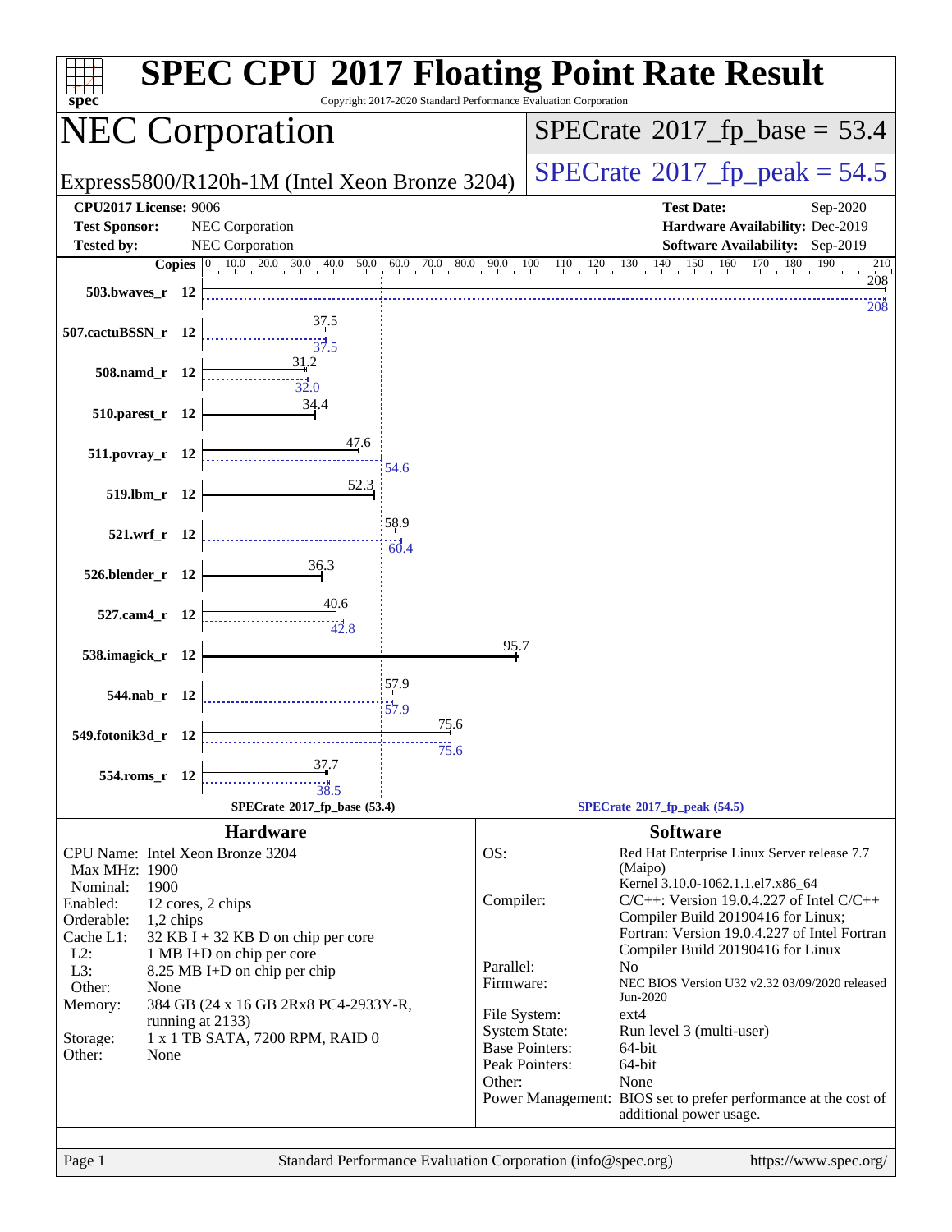# SPEC CPU 2017 Floating Point Rate Result

Copyright 2017-2020 Standard Performance Evaluation Corporation

## NEC Corporation

Express5800/R120h-1M (Intel Xeon Bronze 3204)

SPECrate 2017_fp_base = 53.4

SPECrate 2017_fp_peak = 54.5

| | | | |
|---|---|---|---|
| **CPU2017 License:** | 9006 | **Test Date:** | Sep-2020 |
| **Test Sponsor:** | NEC Corporation | **Hardware Availability:** | Dec-2019 |
| **Tested by:** | NEC Corporation | **Software Availability:** | Sep-2019 |

| Benchmark | Copies | Base | Peak |
|---|---|---|---|
| 503.bwaves_r | 12 | 208 | 208 |
| 507.cactuBSSN_r | 12 | 37.5 | 37.5 |
| 508.namd_r | 12 | 31.2 | 32.0 |
| 510.parest_r | 12 | 34.4 | |
| 511.povray_r | 12 | 47.6 | 54.6 |
| 519.lbm_r | 12 | 52.3 | |
| 521.wrf_r | 12 | 58.9 | 60.4 |
| 526.blender_r | 12 | 36.3 | |
| 527.cam4_r | 12 | 40.6 | 42.8 |
| 538.imagick_r | 12 | 95.7 | |
| 544.nab_r | 12 | 57.9 | 57.9 |
| 549.fotonik3d_r | 12 | 75.6 | 75.6 |
| 554.roms_r | 12 | 37.7 | 38.5 |

SPECrate 2017_fp_base (53.4) — SPECrate 2017_fp_peak (54.5)

### Hardware

| | |
|---|---|
| CPU Name: | Intel Xeon Bronze 3204 |
| Max MHz: | 1900 |
| Nominal: | 1900 |
| Enabled: | 12 cores, 2 chips |
| Orderable: | 1,2 chips |
| Cache L1: | 32 KB I + 32 KB D on chip per core |
| L2: | 1 MB I+D on chip per core |
| L3: | 8.25 MB I+D on chip per chip |
| Other: | None |
| Memory: | 384 GB (24 x 16 GB 2Rx8 PC4-2933Y-R, running at 2133) |
| Storage: | 1 x 1 TB SATA, 7200 RPM, RAID 0 |
| Other: | None |

### Software

| | |
|---|---|
| OS: | Red Hat Enterprise Linux Server release 7.7 (Maipo) Kernel 3.10.0-1062.1.1.el7.x86_64 |
| Compiler: | C/C++: Version 19.0.4.227 of Intel C/C++ Compiler Build 20190416 for Linux; Fortran: Version 19.0.4.227 of Intel Fortran Compiler Build 20190416 for Linux |
| Parallel: | No |
| Firmware: | NEC BIOS Version U32 v2.32 03/09/2020 released Jun-2020 |
| File System: | ext4 |
| System State: | Run level 3 (multi-user) |
| Base Pointers: | 64-bit |
| Peak Pointers: | 64-bit |
| Other: | None |
| Power Management: | BIOS set to prefer performance at the cost of additional power usage. |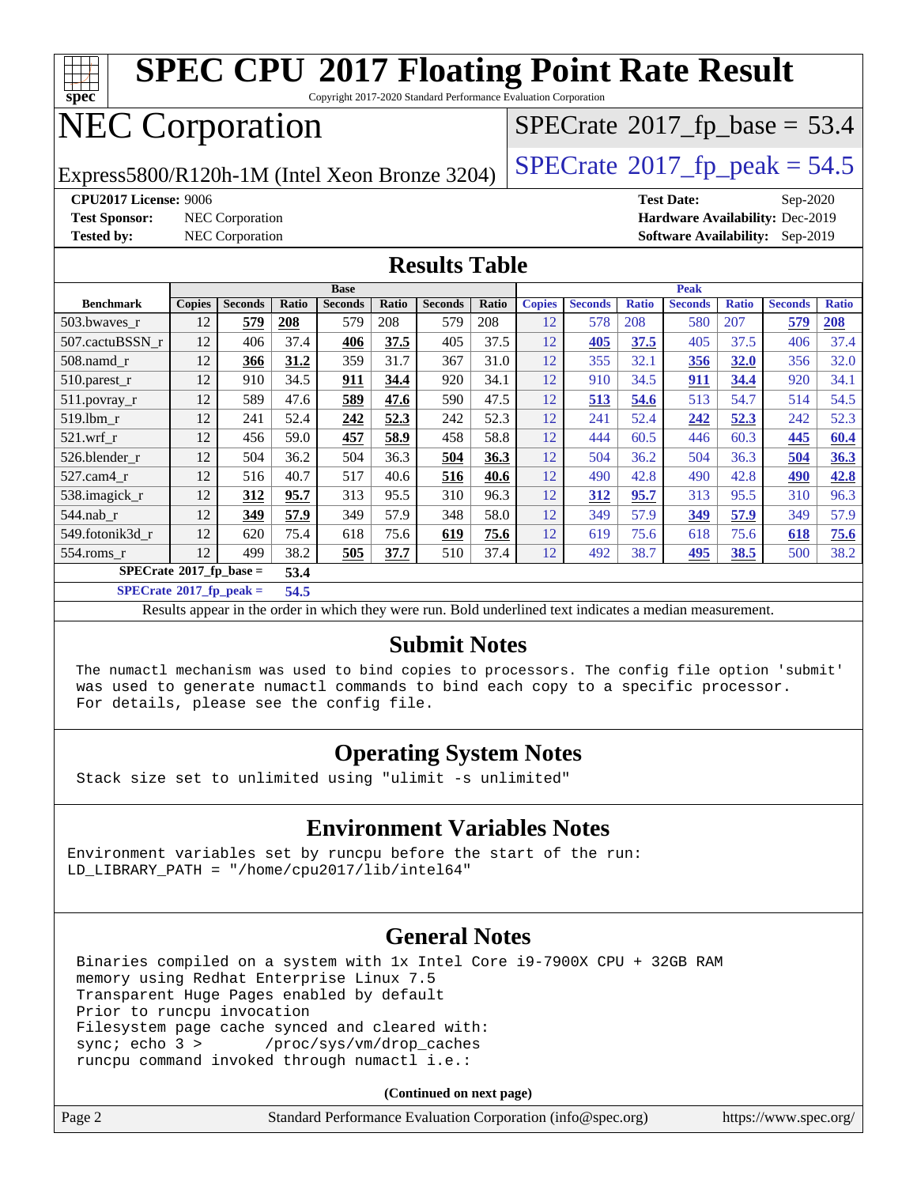# SPEC CPU 2017 Floating Point Rate Result

Copyright 2017-2020 Standard Performance Evaluation Corporation

# NEC Corporation

Express5800/R120h-1M (Intel Xeon Bronze 3204)

SPECrate 2017_fp_base = 53.4

SPECrate 2017_fp_peak = 54.5

**CPU2017 License:** 9006
**Test Sponsor:** NEC Corporation
**Tested by:** NEC Corporation

**Test Date:** Sep-2020
**Hardware Availability:** Dec-2019
**Software Availability:** Sep-2019

## Results Table

| | Base | | | | | | | Peak | | | | | | |
|---|---|---|---|---|---|---|---|---|---|---|---|---|---|---|
| **Benchmark** | **Copies** | **Seconds** | **Ratio** | **Seconds** | **Ratio** | **Seconds** | **Ratio** | **Copies** | **Seconds** | **Ratio** | **Seconds** | **Ratio** | **Seconds** | **Ratio** |
| 503.bwaves_r | 12 | **579** | **208** | 579 | 208 | 579 | 208 | 12 | 578 | 208 | 580 | 207 | **579** | **208** |
| 507.cactuBSSN_r | 12 | 406 | 37.4 | **406** | **37.5** | 405 | 37.5 | 12 | **405** | **37.5** | 405 | 37.5 | 406 | 37.4 |
| 508.namd_r | 12 | **366** | **31.2** | 359 | 31.7 | 367 | 31.0 | 12 | 355 | 32.1 | **356** | **32.0** | 356 | 32.0 |
| 510.parest_r | 12 | 910 | 34.5 | **911** | **34.4** | 920 | 34.1 | 12 | 910 | 34.5 | **911** | **34.4** | 920 | 34.1 |
| 511.povray_r | 12 | 589 | 47.6 | **589** | **47.6** | 590 | 47.5 | 12 | **513** | **54.6** | 513 | 54.7 | 514 | 54.5 |
| 519.lbm_r | 12 | 241 | 52.4 | **242** | **52.3** | 242 | 52.3 | 12 | 241 | 52.4 | **242** | **52.3** | 242 | 52.3 |
| 521.wrf_r | 12 | 456 | 59.0 | **457** | **58.9** | 458 | 58.8 | 12 | 444 | 60.5 | 446 | 60.3 | **445** | **60.4** |
| 526.blender_r | 12 | 504 | 36.2 | 504 | 36.3 | **504** | **36.3** | 12 | 504 | 36.2 | 504 | 36.3 | **504** | **36.3** |
| 527.cam4_r | 12 | 516 | 40.7 | 517 | 40.6 | **516** | **40.6** | 12 | 490 | 42.8 | 490 | 42.8 | **490** | **42.8** |
| 538.imagick_r | 12 | **312** | **95.7** | 313 | 95.5 | 310 | 96.3 | 12 | **312** | **95.7** | 313 | 95.5 | 310 | 96.3 |
| 544.nab_r | 12 | **349** | **57.9** | 349 | 57.9 | 348 | 58.0 | 12 | 349 | 57.9 | **349** | **57.9** | 349 | 57.9 |
| 549.fotonik3d_r | 12 | 620 | 75.4 | 618 | 75.6 | **619** | **75.6** | 12 | 619 | 75.6 | 618 | 75.6 | **618** | **75.6** |
| 554.roms_r | 12 | 499 | 38.2 | **505** | **37.7** | 510 | 37.4 | 12 | 492 | 38.7 | **495** | **38.5** | 500 | 38.2 |

**SPECrate 2017_fp_base = 53.4**

**SPECrate 2017_fp_peak = 54.5**

Results appear in the order in which they were run. Bold underlined text indicates a median measurement.

## Submit Notes

```
The numactl mechanism was used to bind copies to processors. The config file option 'submit'
was used to generate numactl commands to bind each copy to a specific processor.
For details, please see the config file.
```

## Operating System Notes

```
Stack size set to unlimited using "ulimit -s unlimited"
```

## Environment Variables Notes

```
Environment variables set by runcpu before the start of the run:
LD_LIBRARY_PATH = "/home/cpu2017/lib/intel64"
```

## General Notes

```
Binaries compiled on a system with 1x Intel Core i9-7900X CPU + 32GB RAM
memory using Redhat Enterprise Linux 7.5
Transparent Huge Pages enabled by default
Prior to runcpu invocation
Filesystem page cache synced and cleared with:
sync; echo 3 >       /proc/sys/vm/drop_caches
runcpu command invoked through numactl i.e.:
```

**(Continued on next page)**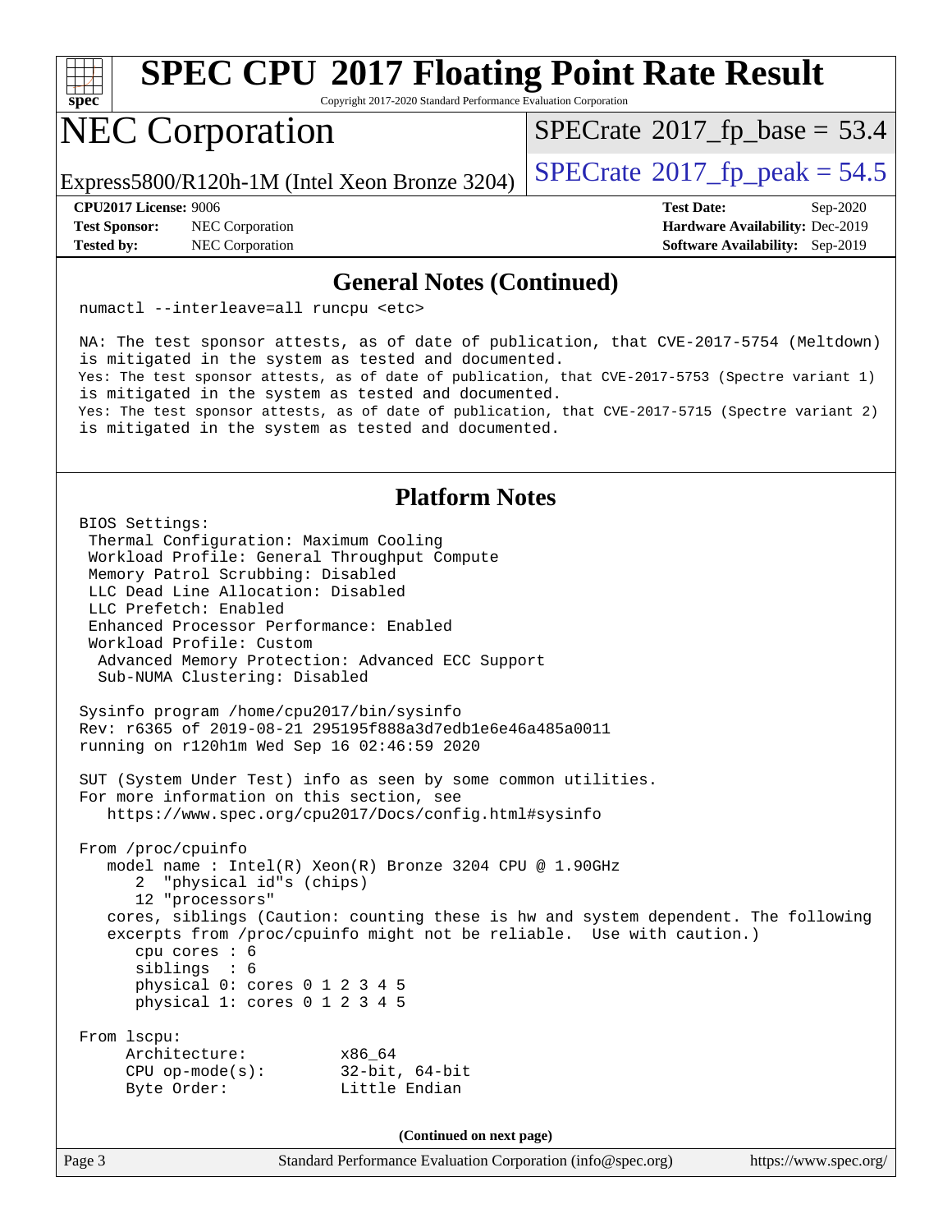## General Notes (Continued)

```
numactl --interleave=all runcpu <etc>

NA: The test sponsor attests, as of date of publication, that CVE-2017-5754 (Meltdown)
is mitigated in the system as tested and documented.
Yes: The test sponsor attests, as of date of publication, that CVE-2017-5753 (Spectre variant 1)
is mitigated in the system as tested and documented.
Yes: The test sponsor attests, as of date of publication, that CVE-2017-5715 (Spectre variant 2)
is mitigated in the system as tested and documented.
```

## Platform Notes

```
BIOS Settings:
 Thermal Configuration: Maximum Cooling
 Workload Profile: General Throughput Compute
 Memory Patrol Scrubbing: Disabled
 LLC Dead Line Allocation: Disabled
 LLC Prefetch: Enabled
 Enhanced Processor Performance: Enabled
 Workload Profile: Custom
  Advanced Memory Protection: Advanced ECC Support
  Sub-NUMA Clustering: Disabled

Sysinfo program /home/cpu2017/bin/sysinfo
Rev: r6365 of 2019-08-21 295195f888a3d7edb1e6e46a485a0011
running on r120h1m Wed Sep 16 02:46:59 2020

SUT (System Under Test) info as seen by some common utilities.
For more information on this section, see
   https://www.spec.org/cpu2017/Docs/config.html#sysinfo

From /proc/cpuinfo
   model name : Intel(R) Xeon(R) Bronze 3204 CPU @ 1.90GHz
      2  "physical id"s (chips)
      12 "processors"
   cores, siblings (Caution: counting these is hw and system dependent. The following
   excerpts from /proc/cpuinfo might not be reliable.  Use with caution.)
      cpu cores : 6
      siblings  : 6
      physical 0: cores 0 1 2 3 4 5
      physical 1: cores 0 1 2 3 4 5

From lscpu:
     Architecture:          x86_64
     CPU op-mode(s):        32-bit, 64-bit
     Byte Order:            Little Endian
```

(Continued on next page)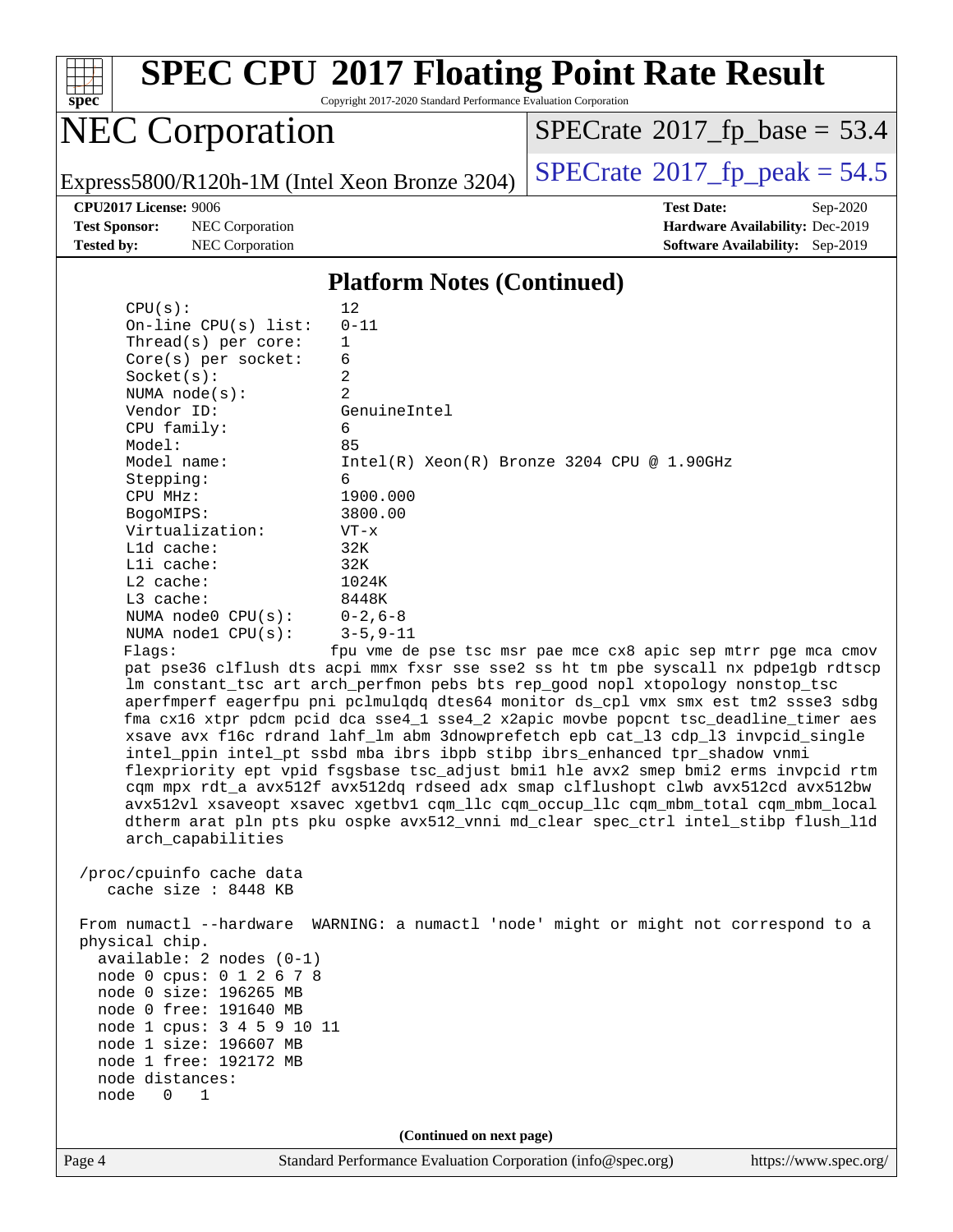## Platform Notes (Continued)

```
CPU(s):                12
On-line CPU(s) list:   0-11
Thread(s) per core:    1
Core(s) per socket:    6
Socket(s):             2
NUMA node(s):          2
Vendor ID:             GenuineIntel
CPU family:            6
Model:                 85
Model name:            Intel(R) Xeon(R) Bronze 3204 CPU @ 1.90GHz
Stepping:              6
CPU MHz:               1900.000
BogoMIPS:              3800.00
Virtualization:        VT-x
L1d cache:             32K
L1i cache:             32K
L2 cache:              1024K
L3 cache:              8448K
NUMA node0 CPU(s):     0-2,6-8
NUMA node1 CPU(s):     3-5,9-11
Flags:                 fpu vme de pse tsc msr pae mce cx8 apic sep mtrr pge mca cmov
pat pse36 clflush dts acpi mmx fxsr sse sse2 ss ht tm pbe syscall nx pdpe1gb rdtscp
lm constant_tsc art arch_perfmon pebs bts rep_good nopl xtopology nonstop_tsc
aperfmperf eagerfpu pni pclmulqdq dtes64 monitor ds_cpl vmx smx est tm2 ssse3 sdbg
fma cx16 xtpr pdcm pcid dca sse4_1 sse4_2 x2apic movbe popcnt tsc_deadline_timer aes
xsave avx f16c rdrand lahf_lm abm 3dnowprefetch epb cat_l3 cdp_l3 invpcid_single
intel_ppin intel_pt ssbd mba ibrs ibpb stibp ibrs_enhanced tpr_shadow vnmi
flexpriority ept vpid fsgsbase tsc_adjust bmi1 hle avx2 smep bmi2 erms invpcid rtm
cqm mpx rdt_a avx512f avx512dq rdseed adx smap clflushopt clwb avx512cd avx512bw
avx512vl xsaveopt xsavec xgetbv1 cqm_llc cqm_occup_llc cqm_mbm_total cqm_mbm_local
dtherm arat pln pts pku ospke avx512_vnni md_clear spec_ctrl intel_stibp flush_l1d
arch_capabilities

/proc/cpuinfo cache data
   cache size : 8448 KB

From numactl --hardware  WARNING: a numactl 'node' might or might not correspond to a
physical chip.
  available: 2 nodes (0-1)
  node 0 cpus: 0 1 2 6 7 8
  node 0 size: 196265 MB
  node 0 free: 191640 MB
  node 1 cpus: 3 4 5 9 10 11
  node 1 size: 196607 MB
  node 1 free: 192172 MB
  node distances:
  node   0   1
```

(Continued on next page)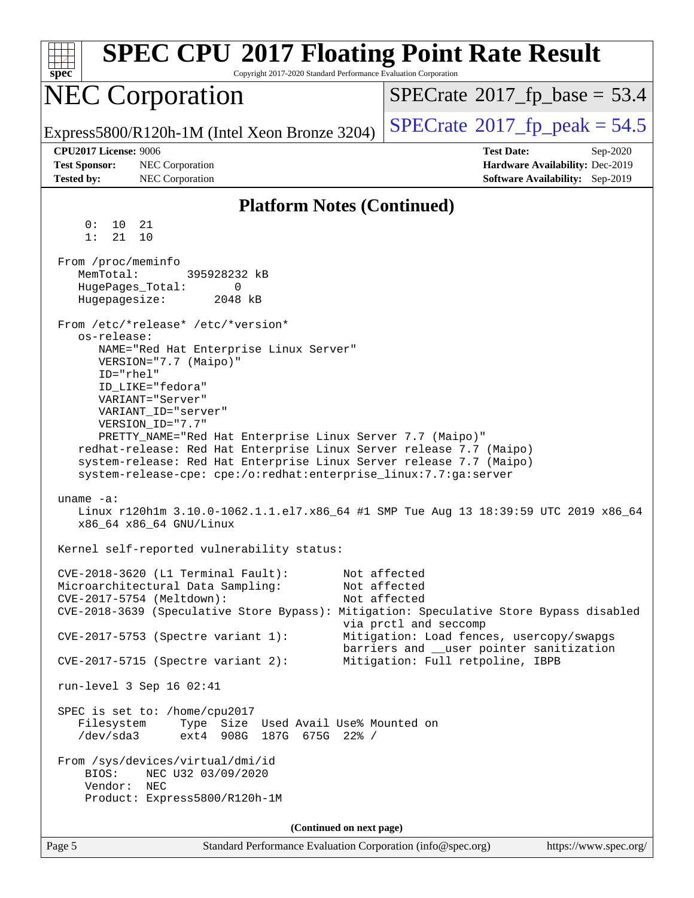## Platform Notes (Continued)

```
     0:  10  21
     1:  21  10

 From /proc/meminfo
    MemTotal:       395928232 kB
    HugePages_Total:       0
    Hugepagesize:       2048 kB

 From /etc/*release* /etc/*version*
    os-release:
       NAME="Red Hat Enterprise Linux Server"
       VERSION="7.7 (Maipo)"
       ID="rhel"
       ID_LIKE="fedora"
       VARIANT="Server"
       VARIANT_ID="server"
       VERSION_ID="7.7"
       PRETTY_NAME="Red Hat Enterprise Linux Server 7.7 (Maipo)"
    redhat-release: Red Hat Enterprise Linux Server release 7.7 (Maipo)
    system-release: Red Hat Enterprise Linux Server release 7.7 (Maipo)
    system-release-cpe: cpe:/o:redhat:enterprise_linux:7.7:ga:server

 uname -a:
    Linux r120h1m 3.10.0-1062.1.1.el7.x86_64 #1 SMP Tue Aug 13 18:39:59 UTC 2019 x86_64
    x86_64 x86_64 GNU/Linux

 Kernel self-reported vulnerability status:

 CVE-2018-3620 (L1 Terminal Fault):        Not affected
 Microarchitectural Data Sampling:         Not affected
 CVE-2017-5754 (Meltdown):                 Not affected
 CVE-2018-3639 (Speculative Store Bypass): Mitigation: Speculative Store Bypass disabled
                                           via prctl and seccomp
 CVE-2017-5753 (Spectre variant 1):        Mitigation: Load fences, usercopy/swapgs
                                           barriers and __user pointer sanitization
 CVE-2017-5715 (Spectre variant 2):        Mitigation: Full retpoline, IBPB

 run-level 3 Sep 16 02:41

 SPEC is set to: /home/cpu2017
    Filesystem     Type  Size  Used Avail Use% Mounted on
    /dev/sda3      ext4  908G  187G  675G  22% /

 From /sys/devices/virtual/dmi/id
     BIOS:    NEC U32 03/09/2020
     Vendor:  NEC
     Product: Express5800/R120h-1M
```

(Continued on next page)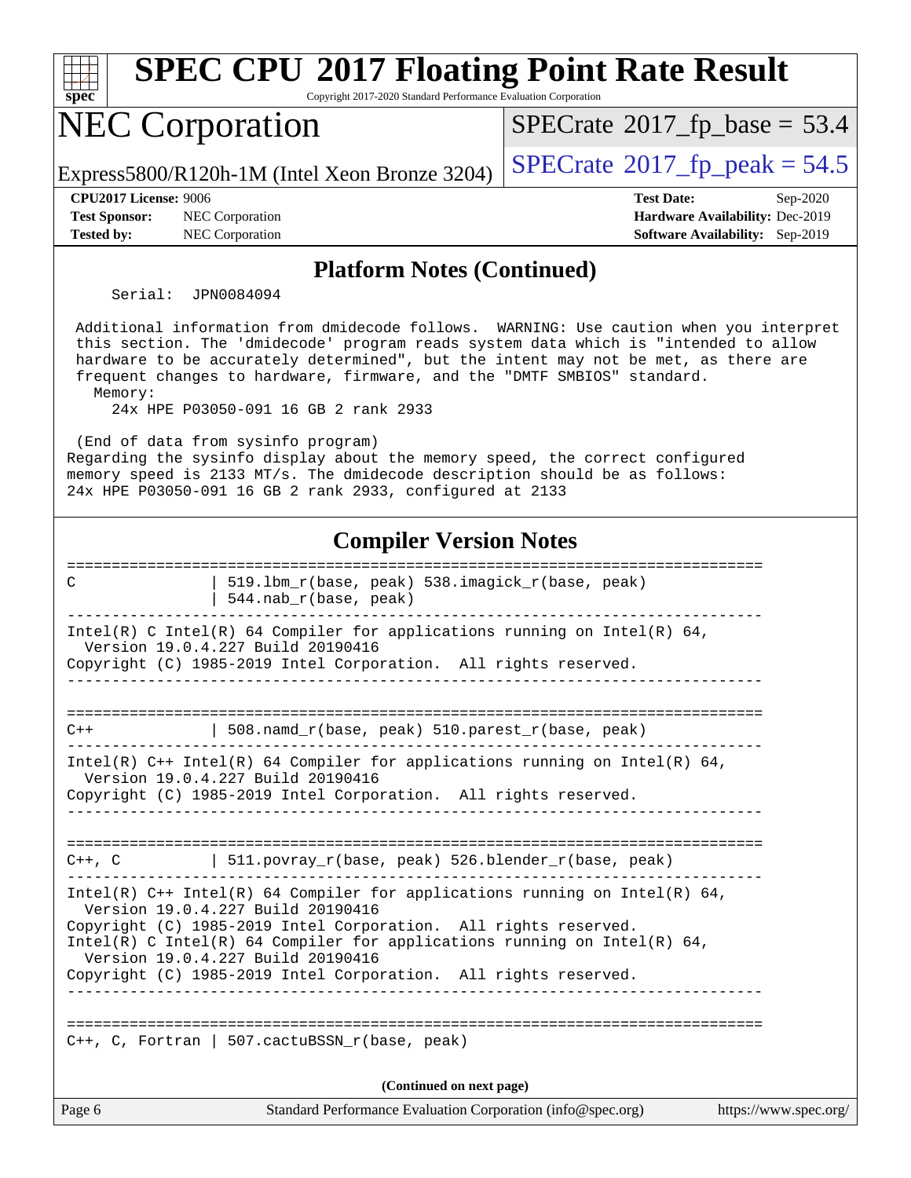## Platform Notes (Continued)

```
    Serial:  JPN0084094

 Additional information from dmidecode follows.  WARNING: Use caution when you interpret
 this section. The 'dmidecode' program reads system data which is "intended to allow
 hardware to be accurately determined", but the intent may not be met, as there are
 frequent changes to hardware, firmware, and the "DMTF SMBIOS" standard.
   Memory:
     24x HPE P03050-091 16 GB 2 rank 2933

 (End of data from sysinfo program)
Regarding the sysinfo display about the memory speed, the correct configured
memory speed is 2133 MT/s. The dmidecode description should be as follows:
24x HPE P03050-091 16 GB 2 rank 2933, configured at 2133
```

## Compiler Version Notes

```
==============================================================================
C               | 519.lbm_r(base, peak) 538.imagick_r(base, peak)
                | 544.nab_r(base, peak)
------------------------------------------------------------------------------
Intel(R) C Intel(R) 64 Compiler for applications running on Intel(R) 64,
  Version 19.0.4.227 Build 20190416
Copyright (C) 1985-2019 Intel Corporation.  All rights reserved.
------------------------------------------------------------------------------

==============================================================================
C++             | 508.namd_r(base, peak) 510.parest_r(base, peak)
------------------------------------------------------------------------------
Intel(R) C++ Intel(R) 64 Compiler for applications running on Intel(R) 64,
  Version 19.0.4.227 Build 20190416
Copyright (C) 1985-2019 Intel Corporation.  All rights reserved.
------------------------------------------------------------------------------

==============================================================================
C++, C          | 511.povray_r(base, peak) 526.blender_r(base, peak)
------------------------------------------------------------------------------
Intel(R) C++ Intel(R) 64 Compiler for applications running on Intel(R) 64,
  Version 19.0.4.227 Build 20190416
Copyright (C) 1985-2019 Intel Corporation.  All rights reserved.
Intel(R) C Intel(R) 64 Compiler for applications running on Intel(R) 64,
  Version 19.0.4.227 Build 20190416
Copyright (C) 1985-2019 Intel Corporation.  All rights reserved.
------------------------------------------------------------------------------

==============================================================================
C++, C, Fortran | 507.cactuBSSN_r(base, peak)
```

(Continued on next page)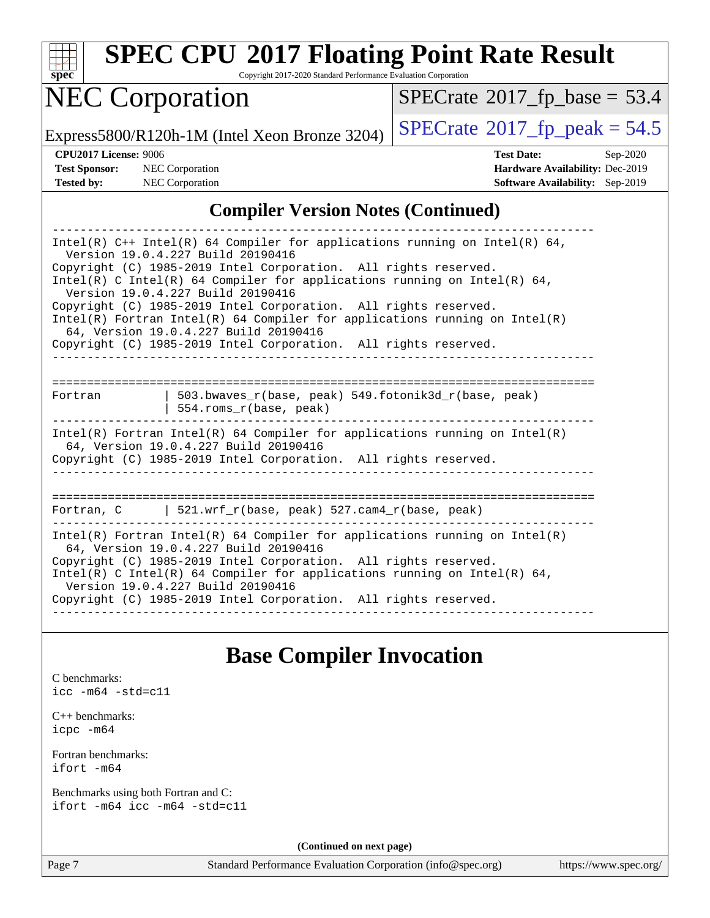## Compiler Version Notes (Continued)

```
------------------------------------------------------------------------------
Intel(R) C++ Intel(R) 64 Compiler for applications running on Intel(R) 64,
  Version 19.0.4.227 Build 20190416
Copyright (C) 1985-2019 Intel Corporation.  All rights reserved.
Intel(R) C Intel(R) 64 Compiler for applications running on Intel(R) 64,
  Version 19.0.4.227 Build 20190416
Copyright (C) 1985-2019 Intel Corporation.  All rights reserved.
Intel(R) Fortran Intel(R) 64 Compiler for applications running on Intel(R)
  64, Version 19.0.4.227 Build 20190416
Copyright (C) 1985-2019 Intel Corporation.  All rights reserved.
------------------------------------------------------------------------------

==============================================================================
Fortran         | 503.bwaves_r(base, peak) 549.fotonik3d_r(base, peak)
                | 554.roms_r(base, peak)
------------------------------------------------------------------------------
Intel(R) Fortran Intel(R) 64 Compiler for applications running on Intel(R)
  64, Version 19.0.4.227 Build 20190416
Copyright (C) 1985-2019 Intel Corporation.  All rights reserved.
------------------------------------------------------------------------------

==============================================================================
Fortran, C      | 521.wrf_r(base, peak) 527.cam4_r(base, peak)
------------------------------------------------------------------------------
Intel(R) Fortran Intel(R) 64 Compiler for applications running on Intel(R)
  64, Version 19.0.4.227 Build 20190416
Copyright (C) 1985-2019 Intel Corporation.  All rights reserved.
Intel(R) C Intel(R) 64 Compiler for applications running on Intel(R) 64,
  Version 19.0.4.227 Build 20190416
Copyright (C) 1985-2019 Intel Corporation.  All rights reserved.
------------------------------------------------------------------------------
```

## Base Compiler Invocation

C benchmarks:
icc -m64 -std=c11

C++ benchmarks:
icpc -m64

Fortran benchmarks:
ifort -m64

Benchmarks using both Fortran and C:
ifort -m64 icc -m64 -std=c11

**(Continued on next page)**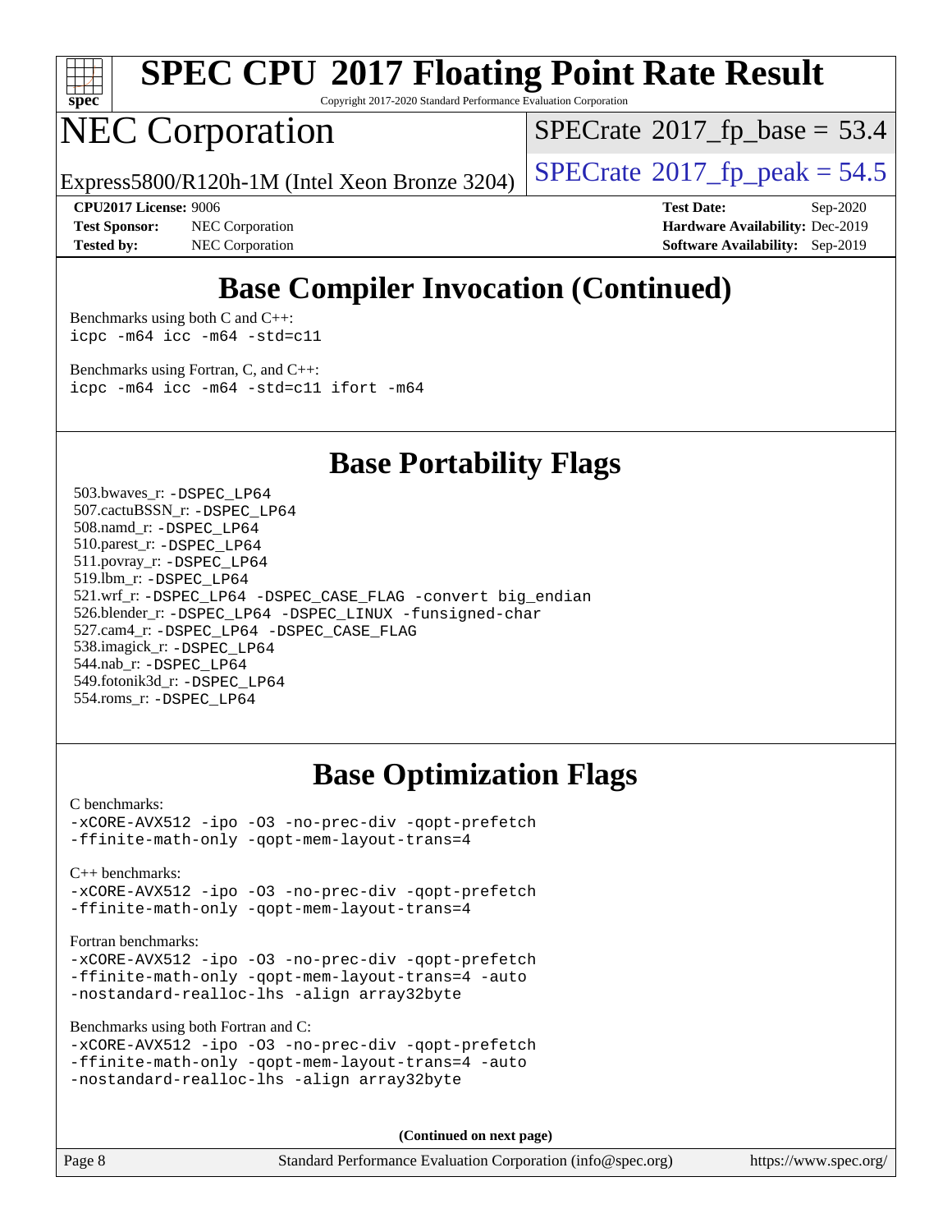# SPEC CPU 2017 Floating Point Rate Result

Copyright 2017-2020 Standard Performance Evaluation Corporation

# NEC Corporation

Express5800/R120h-1M (Intel Xeon Bronze 3204)

SPECrate 2017_fp_base = 53.4

SPECrate 2017_fp_peak = 54.5

**CPU2017 License:** 9006
**Test Sponsor:** NEC Corporation
**Tested by:** NEC Corporation

**Test Date:** Sep-2020
**Hardware Availability:** Dec-2019
**Software Availability:** Sep-2019

## Base Compiler Invocation (Continued)

Benchmarks using both C and C++:
`icpc -m64 icc -m64 -std=c11`

Benchmarks using Fortran, C, and C++:
`icpc -m64 icc -m64 -std=c11 ifort -m64`

## Base Portability Flags

503.bwaves_r: `-DSPEC_LP64`
507.cactuBSSN_r: `-DSPEC_LP64`
508.namd_r: `-DSPEC_LP64`
510.parest_r: `-DSPEC_LP64`
511.povray_r: `-DSPEC_LP64`
519.lbm_r: `-DSPEC_LP64`
521.wrf_r: `-DSPEC_LP64 -DSPEC_CASE_FLAG -convert big_endian`
526.blender_r: `-DSPEC_LP64 -DSPEC_LINUX -funsigned-char`
527.cam4_r: `-DSPEC_LP64 -DSPEC_CASE_FLAG`
538.imagick_r: `-DSPEC_LP64`
544.nab_r: `-DSPEC_LP64`
549.fotonik3d_r: `-DSPEC_LP64`
554.roms_r: `-DSPEC_LP64`

## Base Optimization Flags

C benchmarks:
```
-xCORE-AVX512 -ipo -O3 -no-prec-div -qopt-prefetch
-ffinite-math-only -qopt-mem-layout-trans=4
```

C++ benchmarks:
```
-xCORE-AVX512 -ipo -O3 -no-prec-div -qopt-prefetch
-ffinite-math-only -qopt-mem-layout-trans=4
```

Fortran benchmarks:
```
-xCORE-AVX512 -ipo -O3 -no-prec-div -qopt-prefetch
-ffinite-math-only -qopt-mem-layout-trans=4 -auto
-nostandard-realloc-lhs -align array32byte
```

Benchmarks using both Fortran and C:
```
-xCORE-AVX512 -ipo -O3 -no-prec-div -qopt-prefetch
-ffinite-math-only -qopt-mem-layout-trans=4 -auto
-nostandard-realloc-lhs -align array32byte
```

**(Continued on next page)**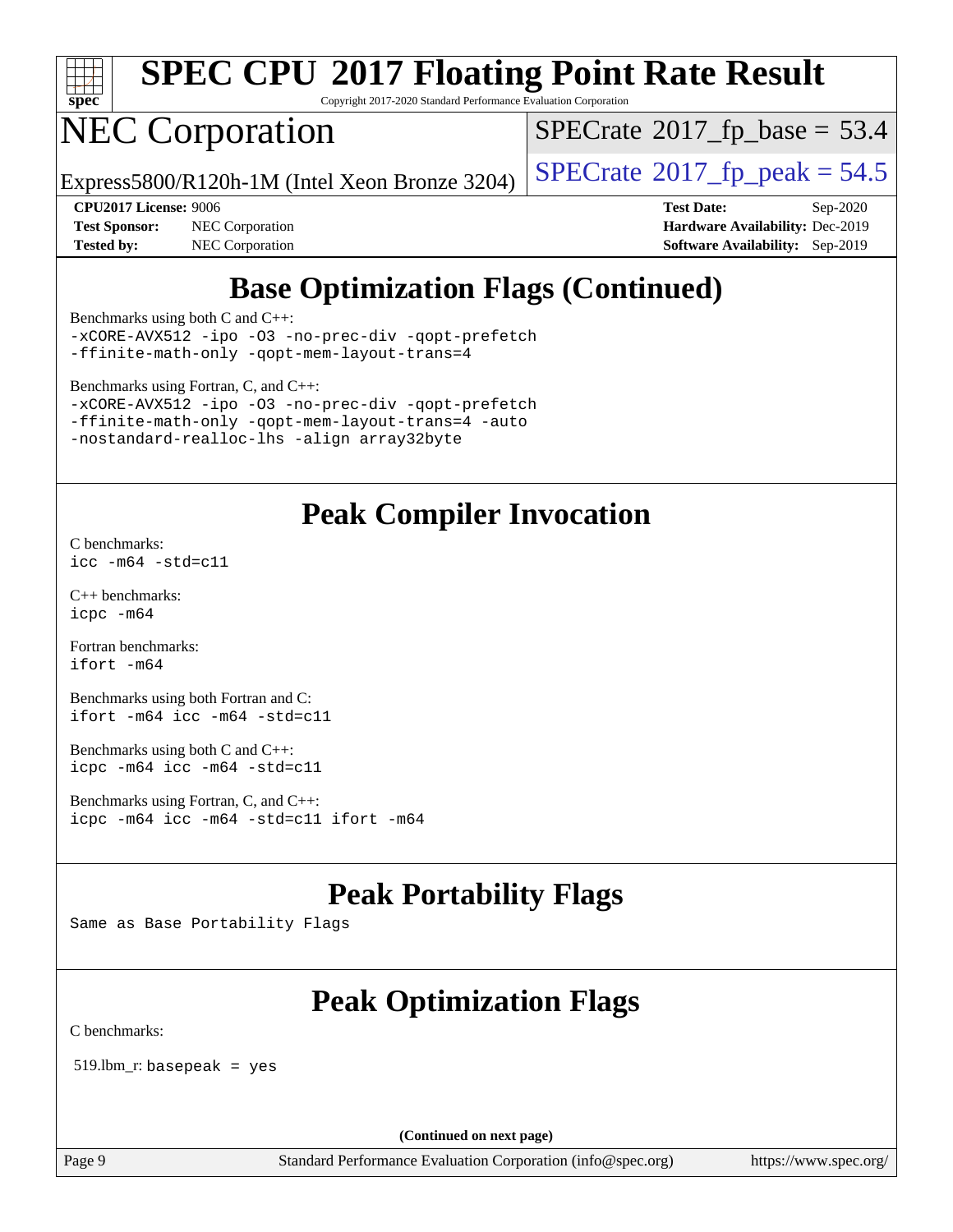## Base Optimization Flags (Continued)

Benchmarks using both C and C++:

```
-xCORE-AVX512 -ipo -O3 -no-prec-div -qopt-prefetch
-ffinite-math-only -qopt-mem-layout-trans=4
```

Benchmarks using Fortran, C, and C++:

```
-xCORE-AVX512 -ipo -O3 -no-prec-div -qopt-prefetch
-ffinite-math-only -qopt-mem-layout-trans=4 -auto
-nostandard-realloc-lhs -align array32byte
```

## Peak Compiler Invocation

C benchmarks:

```
icc -m64 -std=c11
```

C++ benchmarks:

```
icpc -m64
```

Fortran benchmarks:

```
ifort -m64
```

Benchmarks using both Fortran and C:

```
ifort -m64 icc -m64 -std=c11
```

Benchmarks using both C and C++:

```
icpc -m64 icc -m64 -std=c11
```

Benchmarks using Fortran, C, and C++:

```
icpc -m64 icc -m64 -std=c11 ifort -m64
```

## Peak Portability Flags

Same as Base Portability Flags

## Peak Optimization Flags

C benchmarks:

519.lbm_r: `basepeak = yes`

**(Continued on next page)**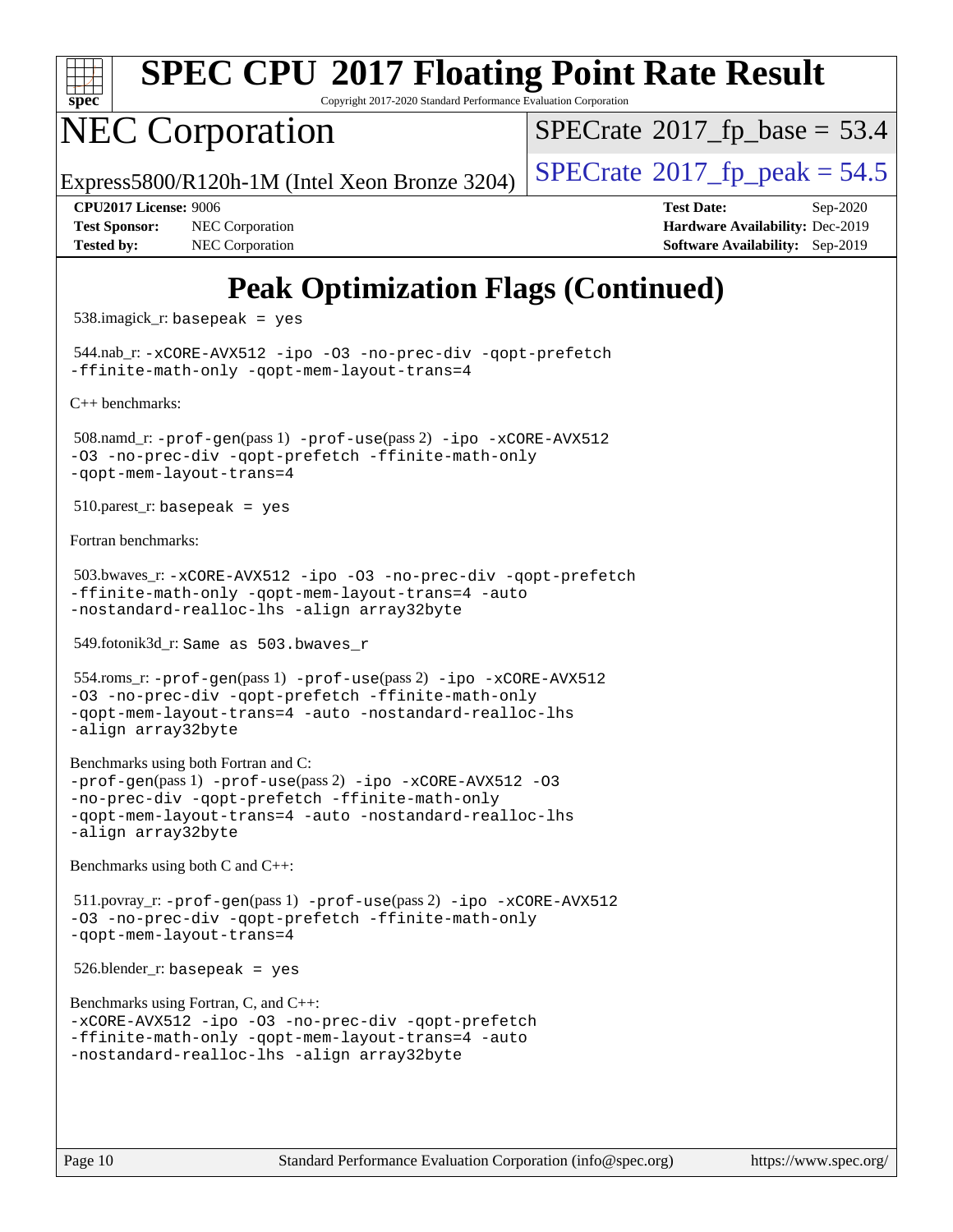# Peak Optimization Flags (Continued)

538.imagick_r: `basepeak = yes`

544.nab_r: `-xCORE-AVX512 -ipo -O3 -no-prec-div -qopt-prefetch -ffinite-math-only -qopt-mem-layout-trans=4`

C++ benchmarks:

508.namd_r: `-prof-gen`(pass 1) `-prof-use`(pass 2) `-ipo -xCORE-AVX512 -O3 -no-prec-div -qopt-prefetch -ffinite-math-only -qopt-mem-layout-trans=4`

510.parest_r: `basepeak = yes`

Fortran benchmarks:

503.bwaves_r: `-xCORE-AVX512 -ipo -O3 -no-prec-div -qopt-prefetch -ffinite-math-only -qopt-mem-layout-trans=4 -auto -nostandard-realloc-lhs -align array32byte`

549.fotonik3d_r: `Same as 503.bwaves_r`

554.roms_r: `-prof-gen`(pass 1) `-prof-use`(pass 2) `-ipo -xCORE-AVX512 -O3 -no-prec-div -qopt-prefetch -ffinite-math-only -qopt-mem-layout-trans=4 -auto -nostandard-realloc-lhs -align array32byte`

Benchmarks using both Fortran and C:
`-prof-gen`(pass 1) `-prof-use`(pass 2) `-ipo -xCORE-AVX512 -O3 -no-prec-div -qopt-prefetch -ffinite-math-only -qopt-mem-layout-trans=4 -auto -nostandard-realloc-lhs -align array32byte`

Benchmarks using both C and C++:

511.povray_r: `-prof-gen`(pass 1) `-prof-use`(pass 2) `-ipo -xCORE-AVX512 -O3 -no-prec-div -qopt-prefetch -ffinite-math-only -qopt-mem-layout-trans=4`

526.blender_r: `basepeak = yes`

Benchmarks using Fortran, C, and C++:
`-xCORE-AVX512 -ipo -O3 -no-prec-div -qopt-prefetch -ffinite-math-only -qopt-mem-layout-trans=4 -auto -nostandard-realloc-lhs -align array32byte`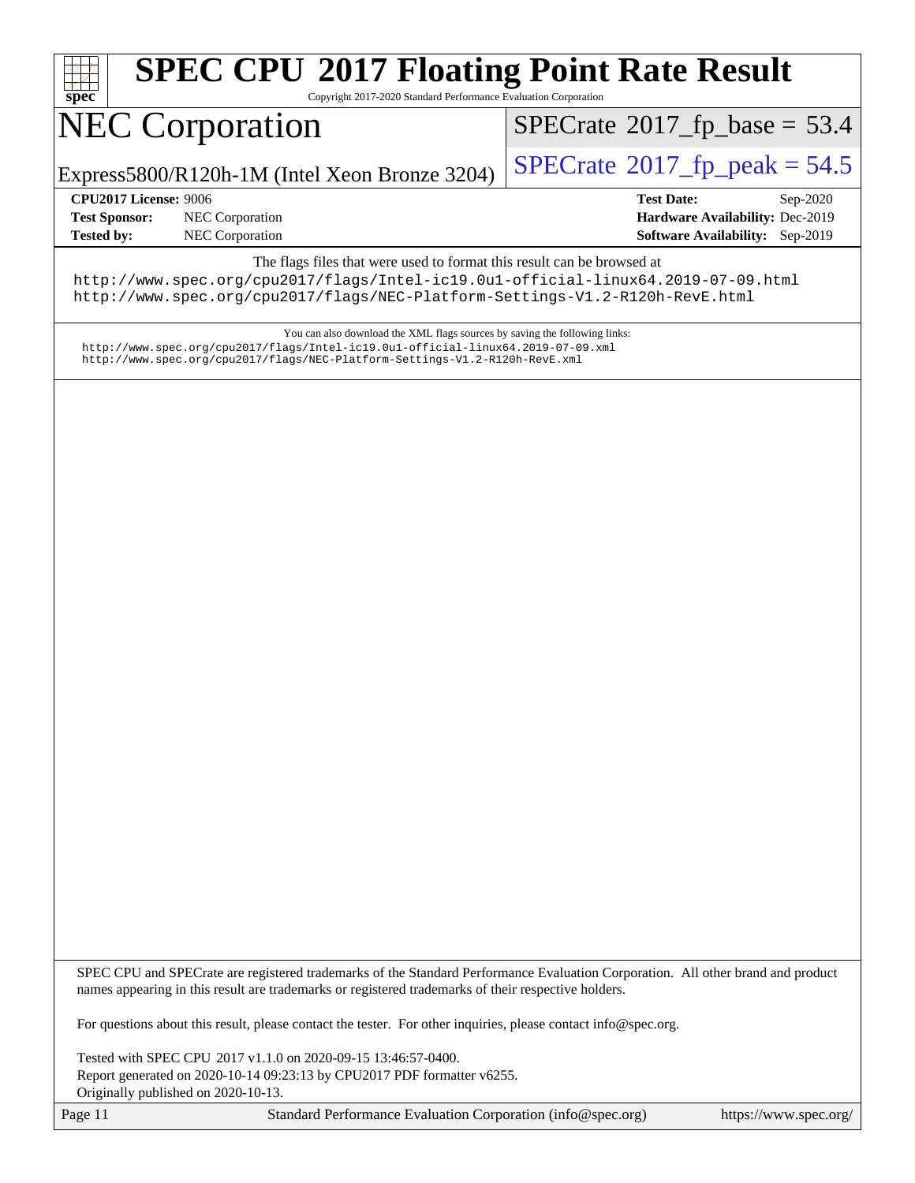# SPEC CPU 2017 Floating Point Rate Result

Copyright 2017-2020 Standard Performance Evaluation Corporation

# NEC Corporation

Express5800/R120h-1M (Intel Xeon Bronze 3204)

SPECrate 2017_fp_base = 53.4

SPECrate 2017_fp_peak = 54.5

**CPU2017 License:** 9006
**Test Sponsor:** NEC Corporation
**Tested by:** NEC Corporation

**Test Date:** Sep-2020
**Hardware Availability:** Dec-2019
**Software Availability:** Sep-2019

The flags files that were used to format this result can be browsed at

http://www.spec.org/cpu2017/flags/Intel-ic19.0u1-official-linux64.2019-07-09.html
http://www.spec.org/cpu2017/flags/NEC-Platform-Settings-V1.2-R120h-RevE.html

You can also download the XML flags sources by saving the following links:

http://www.spec.org/cpu2017/flags/Intel-ic19.0u1-official-linux64.2019-07-09.xml
http://www.spec.org/cpu2017/flags/NEC-Platform-Settings-V1.2-R120h-RevE.xml

SPEC CPU and SPECrate are registered trademarks of the Standard Performance Evaluation Corporation. All other brand and product names appearing in this result are trademarks or registered trademarks of their respective holders.

For questions about this result, please contact the tester. For other inquiries, please contact info@spec.org.

Tested with SPEC CPU 2017 v1.1.0 on 2020-09-15 13:46:57-0400.
Report generated on 2020-10-14 09:23:13 by CPU2017 PDF formatter v6255.
Originally published on 2020-10-13.